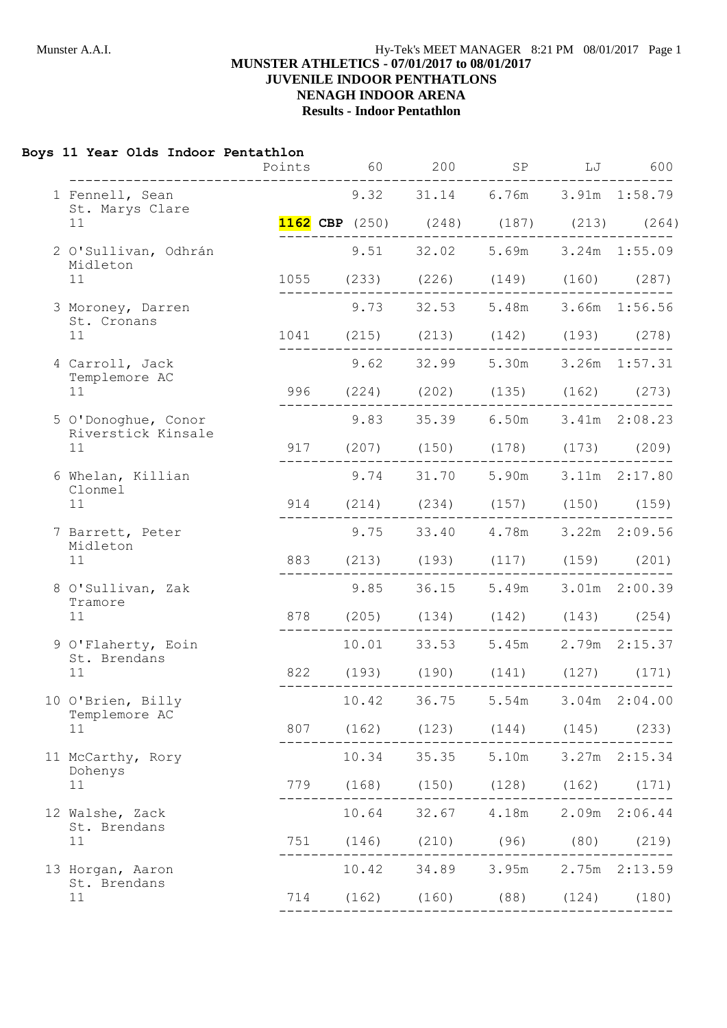# MUNSTER ATHLETICS - 07/01/2017 to 08/01/2017

## JUVENILE INDOOR PENTHATLONS

## NENAGH INDOOR ARENA

## Results - Indoor Pentathlon

### Boys 11 Year Olds Indoor Pentathlon

| | Name | Club | Age | Points | 60 | 200 | SP | LJ | 600 |
|---|---|---|---|---|---|---|---|---|---|
| 1 | Fennell, Sean | St. Marys Clare | 11 | **1162 CBP** | 9.32 (250) | 31.14 (248) | 6.76m (187) | 3.91m (213) | 1:58.79 (264) |
| 2 | O'Sullivan, Odhrán | Midleton | 11 | 1055 | 9.51 (233) | 32.02 (226) | 5.69m (149) | 3.24m (160) | 1:55.09 (287) |
| 3 | Moroney, Darren | St. Cronans | 11 | 1041 | 9.73 (215) | 32.53 (213) | 5.48m (142) | 3.66m (193) | 1:56.56 (278) |
| 4 | Carroll, Jack | Templemore AC | 11 | 996 | 9.62 (224) | 32.99 (202) | 5.30m (135) | 3.26m (162) | 1:57.31 (273) |
| 5 | O'Donoghue, Conor | Riverstick Kinsale | 11 | 917 | 9.83 (207) | 35.39 (150) | 6.50m (178) | 3.41m (173) | 2:08.23 (209) |
| 6 | Whelan, Killian | Clonmel | 11 | 914 | 9.74 (214) | 31.70 (234) | 5.90m (157) | 3.11m (150) | 2:17.80 (159) |
| 7 | Barrett, Peter | Midleton | 11 | 883 | 9.75 (213) | 33.40 (193) | 4.78m (117) | 3.22m (159) | 2:09.56 (201) |
| 8 | O'Sullivan, Zak | Tramore | 11 | 878 | 9.85 (205) | 36.15 (134) | 5.49m (142) | 3.01m (143) | 2:00.39 (254) |
| 9 | O'Flaherty, Eoin | St. Brendans | 11 | 822 | 10.01 (193) | 33.53 (190) | 5.45m (141) | 2.79m (127) | 2:15.37 (171) |
| 10 | O'Brien, Billy | Templemore AC | 11 | 807 | 10.42 (162) | 36.75 (123) | 5.54m (144) | 3.04m (145) | 2:04.00 (233) |
| 11 | McCarthy, Rory | Dohenys | 11 | 779 | 10.34 (168) | 35.35 (150) | 5.10m (128) | 3.27m (162) | 2:15.34 (171) |
| 12 | Walshe, Zack | St. Brendans | 11 | 751 | 10.64 (146) | 32.67 (210) | 4.18m (96) | 2.09m (80) | 2:06.44 (219) |
| 13 | Horgan, Aaron | St. Brendans | 11 | 714 | 10.42 (162) | 34.89 (160) | 3.95m (88) | 2.75m (124) | 2:13.59 (180) |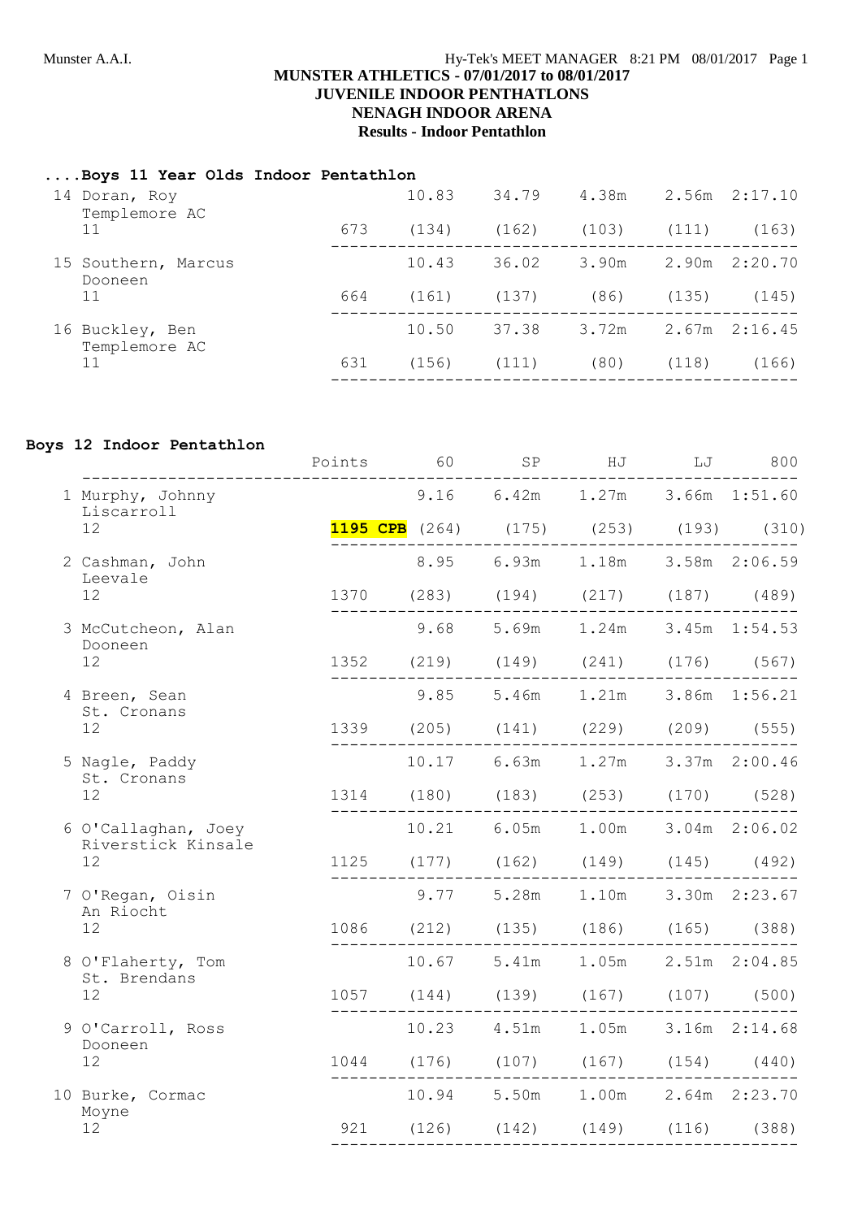**MUNSTER ATHLETICS - 07/01/2017 to 08/01/2017**
**JUVENILE INDOOR PENTHATLONS**
**NENAGH INDOOR ARENA**
**Results - Indoor Pentathlon**

## ....Boys 11 Year Olds Indoor Pentathlon

| Place | Name / Club / Age | Points | 60 | SP | HJ | LJ | 800 |
|---|---|---|---|---|---|---|---|
| 14 | Doran, Roy<br>Templemore AC<br>11 | 673 | 10.83 (134) | 34.79 (162) | 4.38m (103) | 2.56m (111) | 2:17.10 (163) |
| 15 | Southern, Marcus<br>Dooneen<br>11 | 664 | 10.43 (161) | 36.02 (137) | 3.90m (86) | 2.90m (135) | 2:20.70 (145) |
| 16 | Buckley, Ben<br>Templemore AC<br>11 | 631 | 10.50 (156) | 37.38 (111) | 3.72m (80) | 2.67m (118) | 2:16.45 (166) |

## Boys 12 Indoor Pentathlon

| Place | Name / Club / Age | Points | 60 | SP | HJ | LJ | 800 |
|---|---|---|---|---|---|---|---|
| 1 | Murphy, Johnny<br>Liscarroll<br>12 | 1195 CPB | 9.16 (264) | 6.42m (175) | 1.27m (253) | 3.66m (193) | 1:51.60 (310) |
| 2 | Cashman, John<br>Leevale<br>12 | 1370 | 8.95 (283) | 6.93m (194) | 1.18m (217) | 3.58m (187) | 2:06.59 (489) |
| 3 | McCutcheon, Alan<br>Dooneen<br>12 | 1352 | 9.68 (219) | 5.69m (149) | 1.24m (241) | 3.45m (176) | 1:54.53 (567) |
| 4 | Breen, Sean<br>St. Cronans<br>12 | 1339 | 9.85 (205) | 5.46m (141) | 1.21m (229) | 3.86m (209) | 1:56.21 (555) |
| 5 | Nagle, Paddy<br>St. Cronans<br>12 | 1314 | 10.17 (180) | 6.63m (183) | 1.27m (253) | 3.37m (170) | 2:00.46 (528) |
| 6 | O'Callaghan, Joey<br>Riverstick Kinsale<br>12 | 1125 | 10.21 (177) | 6.05m (162) | 1.00m (149) | 3.04m (145) | 2:06.02 (492) |
| 7 | O'Regan, Oisin<br>An Riocht<br>12 | 1086 | 9.77 (212) | 5.28m (135) | 1.10m (186) | 3.30m (165) | 2:23.67 (388) |
| 8 | O'Flaherty, Tom<br>St. Brendans<br>12 | 1057 | 10.67 (144) | 5.41m (139) | 1.05m (167) | 2.51m (107) | 2:04.85 (500) |
| 9 | O'Carroll, Ross<br>Dooneen<br>12 | 1044 | 10.23 (176) | 4.51m (107) | 1.05m (167) | 3.16m (154) | 2:14.68 (440) |
| 10 | Burke, Cormac<br>Moyne<br>12 | 921 | 10.94 (126) | 5.50m (142) | 1.00m (149) | 2.64m (116) | 2:23.70 (388) |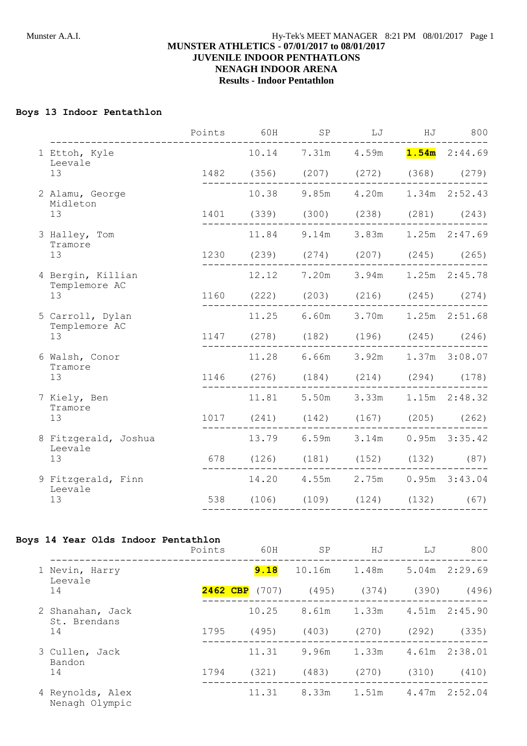Munster A.A.I. Hy-Tek's MEET MANAGER 8:21 PM 08/01/2017 Page 1

**MUNSTER ATHLETICS - 07/01/2017 to 08/01/2017**
**JUVENILE INDOOR PENTHATLONS**
**NENAGH INDOOR ARENA**
**Results - Indoor Pentathlon**

### Boys 13 Indoor Pentathlon

| | Points | 60H | SP | LJ | HJ | 800 |
|---|---|---|---|---|---|---|
| 1 Ettoh, Kyle<br>Leevale<br>13 | 1482 | 10.14<br>(356) | 7.31m<br>(207) | 4.59m<br>(272) | **1.54m**<br>(368) | 2:44.69<br>(279) |
| 2 Alamu, George<br>Midleton<br>13 | 1401 | 10.38<br>(339) | 9.85m<br>(300) | 4.20m<br>(238) | 1.34m<br>(281) | 2:52.43<br>(243) |
| 3 Halley, Tom<br>Tramore<br>13 | 1230 | 11.84<br>(239) | 9.14m<br>(274) | 3.83m<br>(207) | 1.25m<br>(245) | 2:47.69<br>(265) |
| 4 Bergin, Killian<br>Templemore AC<br>13 | 1160 | 12.12<br>(222) | 7.20m<br>(203) | 3.94m<br>(216) | 1.25m<br>(245) | 2:45.78<br>(274) |
| 5 Carroll, Dylan<br>Templemore AC<br>13 | 1147 | 11.25<br>(278) | 6.60m<br>(182) | 3.70m<br>(196) | 1.25m<br>(245) | 2:51.68<br>(246) |
| 6 Walsh, Conor<br>Tramore<br>13 | 1146 | 11.28<br>(276) | 6.66m<br>(184) | 3.92m<br>(214) | 1.37m<br>(294) | 3:08.07<br>(178) |
| 7 Kiely, Ben<br>Tramore<br>13 | 1017 | 11.81<br>(241) | 5.50m<br>(142) | 3.33m<br>(167) | 1.15m<br>(205) | 2:48.32<br>(262) |
| 8 Fitzgerald, Joshua<br>Leevale<br>13 | 678 | 13.79<br>(126) | 6.59m<br>(181) | 3.14m<br>(152) | 0.95m<br>(132) | 3:35.42<br>(87) |
| 9 Fitzgerald, Finn<br>Leevale<br>13 | 538 | 14.20<br>(106) | 4.55m<br>(109) | 2.75m<br>(124) | 0.95m<br>(132) | 3:43.04<br>(67) |

### Boys 14 Year Olds Indoor Pentathlon

| | Points | 60H | SP | HJ | LJ | 800 |
|---|---|---|---|---|---|---|
| 1 Nevin, Harry<br>Leevale<br>14 | **2462 CBP** | **9.18**<br>(707) | 10.16m<br>(495) | 1.48m<br>(374) | 5.04m<br>(390) | 2:29.69<br>(496) |
| 2 Shanahan, Jack<br>St. Brendans<br>14 | 1795 | 10.25<br>(495) | 8.61m<br>(403) | 1.33m<br>(270) | 4.51m<br>(292) | 2:45.90<br>(335) |
| 3 Cullen, Jack<br>Bandon<br>14 | 1794 | 11.31<br>(321) | 9.96m<br>(483) | 1.33m<br>(270) | 4.61m<br>(310) | 2:38.01<br>(410) |
| 4 Reynolds, Alex<br>Nenagh Olympic | | 11.31 | 8.33m | 1.51m | 4.47m | 2:52.04 |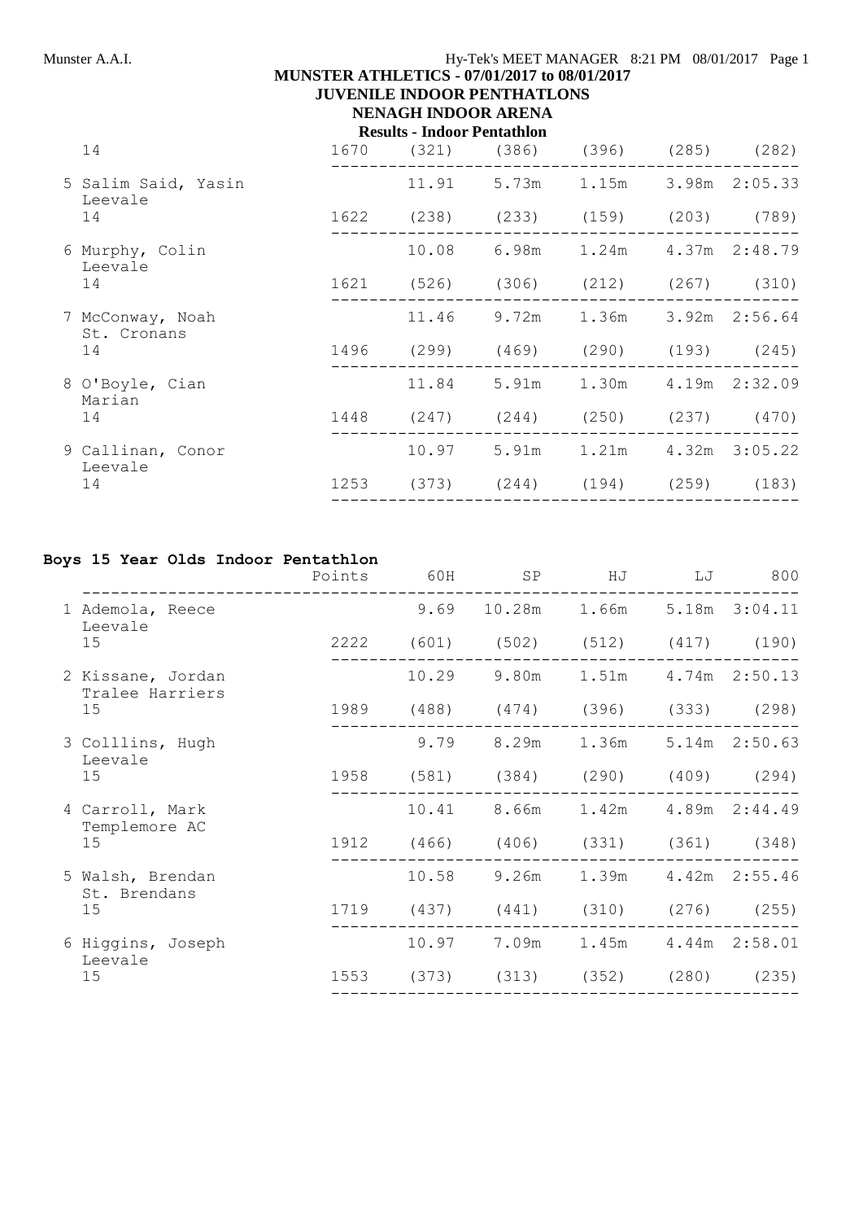| | Points | 60H | SP | HJ | LJ | 800 |
|---|---|---|---|---|---|---|
| 14 | 1670 | (321) | (386) | (396) | (285) | (282) |
| 5 Salim Said, Yasin<br>Leevale | | 11.91 | 5.73m | 1.15m | 3.98m | 2:05.33 |
| 14 | 1622 | (238) | (233) | (159) | (203) | (789) |
| 6 Murphy, Colin<br>Leevale | | 10.08 | 6.98m | 1.24m | 4.37m | 2:48.79 |
| 14 | 1621 | (526) | (306) | (212) | (267) | (310) |
| 7 McConway, Noah<br>St. Cronans | | 11.46 | 9.72m | 1.36m | 3.92m | 2:56.64 |
| 14 | 1496 | (299) | (469) | (290) | (193) | (245) |
| 8 O'Boyle, Cian<br>Marian | | 11.84 | 5.91m | 1.30m | 4.19m | 2:32.09 |
| 14 | 1448 | (247) | (244) | (250) | (237) | (470) |
| 9 Callinan, Conor<br>Leevale | | 10.97 | 5.91m | 1.21m | 4.32m | 3:05.22 |
| 14 | 1253 | (373) | (244) | (194) | (259) | (183) |

## Boys 15 Year Olds Indoor Pentathlon

| | Points | 60H | SP | HJ | LJ | 800 |
|---|---|---|---|---|---|---|
| 1 Ademola, Reece<br>Leevale | | 9.69 | 10.28m | 1.66m | 5.18m | 3:04.11 |
| 15 | 2222 | (601) | (502) | (512) | (417) | (190) |
| 2 Kissane, Jordan<br>Tralee Harriers | | 10.29 | 9.80m | 1.51m | 4.74m | 2:50.13 |
| 15 | 1989 | (488) | (474) | (396) | (333) | (298) |
| 3 Colllins, Hugh<br>Leevale | | 9.79 | 8.29m | 1.36m | 5.14m | 2:50.63 |
| 15 | 1958 | (581) | (384) | (290) | (409) | (294) |
| 4 Carroll, Mark<br>Templemore AC | | 10.41 | 8.66m | 1.42m | 4.89m | 2:44.49 |
| 15 | 1912 | (466) | (406) | (331) | (361) | (348) |
| 5 Walsh, Brendan<br>St. Brendans | | 10.58 | 9.26m | 1.39m | 4.42m | 2:55.46 |
| 15 | 1719 | (437) | (441) | (310) | (276) | (255) |
| 6 Higgins, Joseph<br>Leevale | | 10.97 | 7.09m | 1.45m | 4.44m | 2:58.01 |
| 15 | 1553 | (373) | (313) | (352) | (280) | (235) |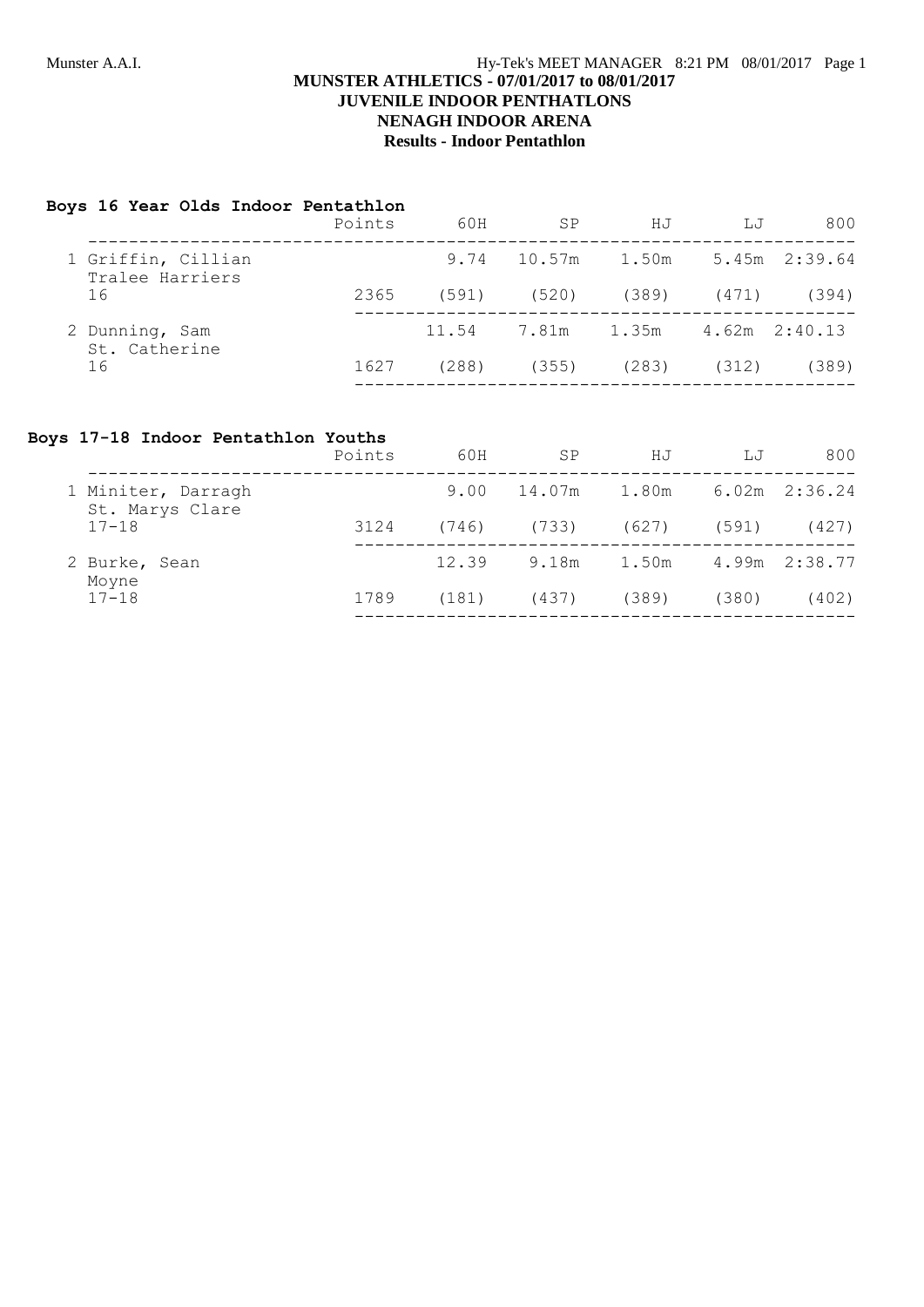# MUNSTER ATHLETICS - 07/01/2017 to 08/01/2017
## JUVENILE INDOOR PENTHATLONS
## NENAGH INDOOR ARENA
### Results - Indoor Pentathlon

**Boys 16 Year Olds Indoor Pentathlon**

| | Points | 60H | SP | HJ | LJ | 800 |
|---|---|---|---|---|---|---|
| 1 Griffin, Cillian<br>Tralee Harriers<br>16 | 2365 | 9.74<br>(591) | 10.57m<br>(520) | 1.50m<br>(389) | 5.45m<br>(471) | 2:39.64<br>(394) |
| 2 Dunning, Sam<br>St. Catherine<br>16 | 1627 | 11.54<br>(288) | 7.81m<br>(355) | 1.35m<br>(283) | 4.62m<br>(312) | 2:40.13<br>(389) |

**Boys 17-18 Indoor Pentathlon Youths**

| | Points | 60H | SP | HJ | LJ | 800 |
|---|---|---|---|---|---|---|
| 1 Miniter, Darragh<br>St. Marys Clare<br>17-18 | 3124 | 9.00<br>(746) | 14.07m<br>(733) | 1.80m<br>(627) | 6.02m<br>(591) | 2:36.24<br>(427) |
| 2 Burke, Sean<br>Moyne<br>17-18 | 1789 | 12.39<br>(181) | 9.18m<br>(437) | 1.50m<br>(389) | 4.99m<br>(380) | 2:38.77<br>(402) |